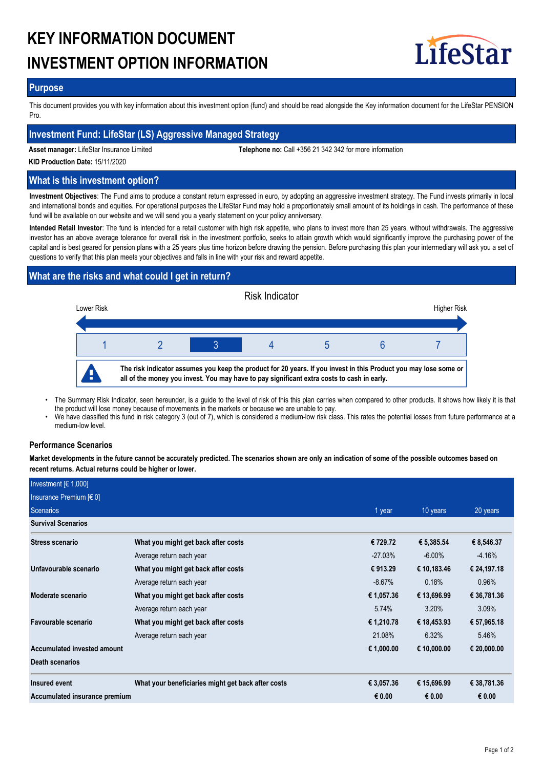# KEY INFORMATION DOCUMENT
# INVESTMENT OPTION INFORMATION

LifeStar

## Purpose

This document provides you with key information about this investment option (fund) and should be read alongside the Key information document for the LifeStar PENSION Pro.

## Investment Fund: LifeStar (LS) Aggressive Managed Strategy

**Asset manager:** LifeStar Insurance Limited

**Telephone no:** Call +356 21 342 342 for more information

**KID Production Date:** 15/11/2020

## What is this investment option?

**Investment Objectives**: The Fund aims to produce a constant return expressed in euro, by adopting an aggressive investment strategy. The Fund invests primarily in local and international bonds and equities. For operational purposes the LifeStar Fund may hold a proportionately small amount of its holdings in cash. The performance of these fund will be available on our website and we will send you a yearly statement on your policy anniversary.

**Intended Retail Investor**: The fund is intended for a retail customer with high risk appetite, who plans to invest more than 25 years, without withdrawals. The aggressive investor has an above average tolerance for overall risk in the investment portfolio, seeks to attain growth which would significantly improve the purchasing power of the capital and is best geared for pension plans with a 25 years plus time horizon before drawing the pension. Before purchasing this plan your intermediary will ask you a set of questions to verify that this plan meets your objectives and falls in line with your risk and reward appetite.

## What are the risks and what could I get in return?

Risk Indicator

Lower Risk — Higher Risk

| 1 | 2 | **3** | 4 | 5 | 6 | 7 |
|---|---|---|---|---|---|---|

**The risk indicator assumes you keep the product for 20 years. If you invest in this Product you may lose some or all of the money you invest. You may have to pay significant extra costs to cash in early.**

- The Summary Risk Indicator, seen hereunder, is a guide to the level of risk of this this plan carries when compared to other products. It shows how likely it is that the product will lose money because of movements in the markets or because we are unable to pay.
- We have classified this fund in risk category 3 (out of 7), which is considered a medium-low risk class. This rates the potential losses from future performance at a medium-low level.

### Performance Scenarios

**Market developments in the future cannot be accurately predicted. The scenarios shown are only an indication of some of the possible outcomes based on recent returns. Actual returns could be higher or lower.**

| Investment [€ 1,000]<br>Insurance Premium [€ 0]<br>Scenarios | | 1 year | 10 years | 20 years |
|---|---|---|---|---|
| **Survival Scenarios** | | | | |
| **Stress scenario** | **What you might get back after costs** | **€ 729.72** | **€ 5,385.54** | **€ 8,546.37** |
| | Average return each year | -27.03% | -6.00% | -4.16% |
| **Unfavourable scenario** | **What you might get back after costs** | **€ 913.29** | **€ 10,183.46** | **€ 24,197.18** |
| | Average return each year | -8.67% | 0.18% | 0.96% |
| **Moderate scenario** | **What you might get back after costs** | **€ 1,057.36** | **€ 13,696.99** | **€ 36,781.36** |
| | Average return each year | 5.74% | 3.20% | 3.09% |
| **Favourable scenario** | **What you might get back after costs** | **€ 1,210.78** | **€ 18,453.93** | **€ 57,965.18** |
| | Average return each year | 21.08% | 6.32% | 5.46% |
| **Accumulated invested amount** | | **€ 1,000.00** | **€ 10,000.00** | **€ 20,000.00** |
| **Death scenarios** | | | | |
| **Insured event** | **What your beneficiaries might get back after costs** | **€ 3,057.36** | **€ 15,696.99** | **€ 38,781.36** |
| **Accumulated insurance premium** | | **€ 0.00** | **€ 0.00** | **€ 0.00** |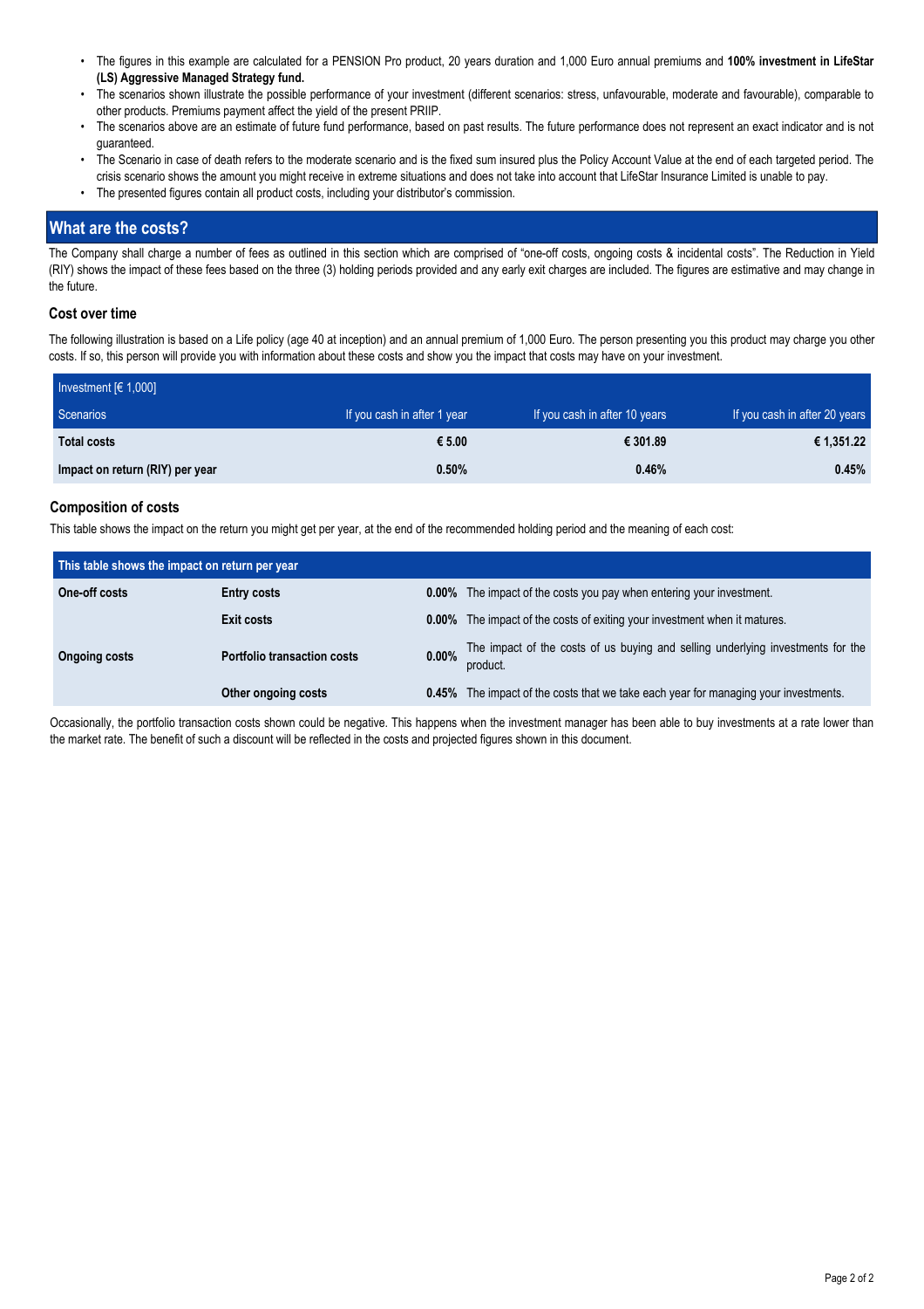- The figures in this example are calculated for a PENSION Pro product, 20 years duration and 1,000 Euro annual premiums and **100% investment in LifeStar (LS) Aggressive Managed Strategy fund.**
- The scenarios shown illustrate the possible performance of your investment (different scenarios: stress, unfavourable, moderate and favourable), comparable to other products. Premiums payment affect the yield of the present PRIIP.
- The scenarios above are an estimate of future fund performance, based on past results. The future performance does not represent an exact indicator and is not guaranteed.
- The Scenario in case of death refers to the moderate scenario and is the fixed sum insured plus the Policy Account Value at the end of each targeted period. The crisis scenario shows the amount you might receive in extreme situations and does not take into account that LifeStar Insurance Limited is unable to pay.
- The presented figures contain all product costs, including your distributor's commission.

## What are the costs?

The Company shall charge a number of fees as outlined in this section which are comprised of "one-off costs, ongoing costs & incidental costs". The Reduction in Yield (RIY) shows the impact of these fees based on the three (3) holding periods provided and any early exit charges are included. The figures are estimative and may change in the future.

### Cost over time

The following illustration is based on a Life policy (age 40 at inception) and an annual premium of 1,000 Euro. The person presenting you this product may charge you other costs. If so, this person will provide you with information about these costs and show you the impact that costs may have on your investment.

| Investment [€ 1,000] | | | |
|---|---|---|---|
| Scenarios | If you cash in after 1 year | If you cash in after 10 years | If you cash in after 20 years |
| **Total costs** | **€ 5.00** | **€ 301.89** | **€ 1,351.22** |
| **Impact on return (RIY) per year** | **0.50%** | **0.46%** | **0.45%** |

### Composition of costs

This table shows the impact on the return you might get per year, at the end of the recommended holding period and the meaning of each cost:

| This table shows the impact on return per year | | | |
|---|---|---|---|
| **One-off costs** | **Entry costs** | **0.00%** | The impact of the costs you pay when entering your investment. |
| | **Exit costs** | **0.00%** | The impact of the costs of exiting your investment when it matures. |
| **Ongoing costs** | **Portfolio transaction costs** | **0.00%** | The impact of the costs of us buying and selling underlying investments for the product. |
| | **Other ongoing costs** | **0.45%** | The impact of the costs that we take each year for managing your investments. |

Occasionally, the portfolio transaction costs shown could be negative. This happens when the investment manager has been able to buy investments at a rate lower than the market rate. The benefit of such a discount will be reflected in the costs and projected figures shown in this document.